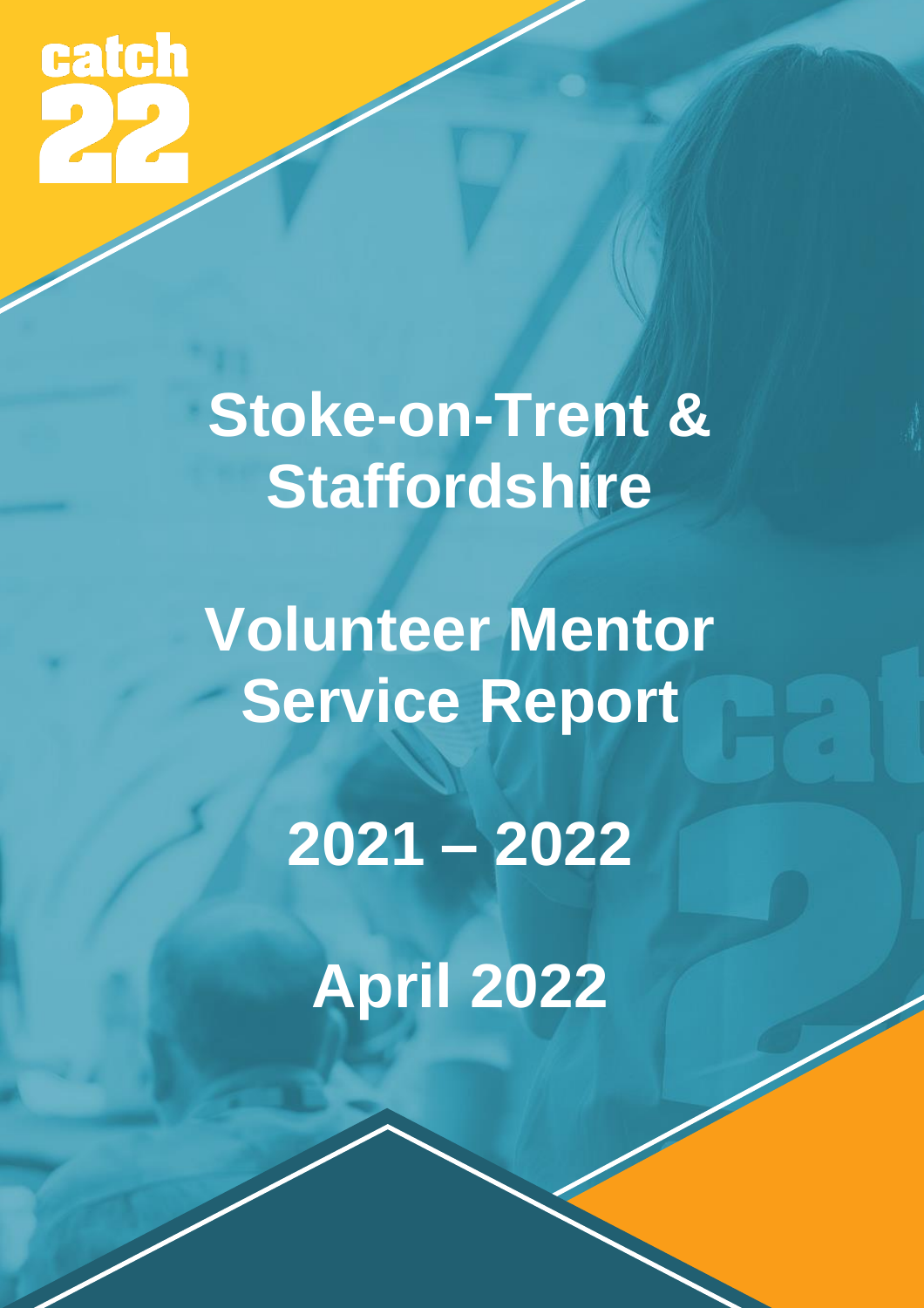# Stoke-on-Trent & Staffordshire

# Volunteer Mentor Service Report

## 2021 – 2022

## April 2022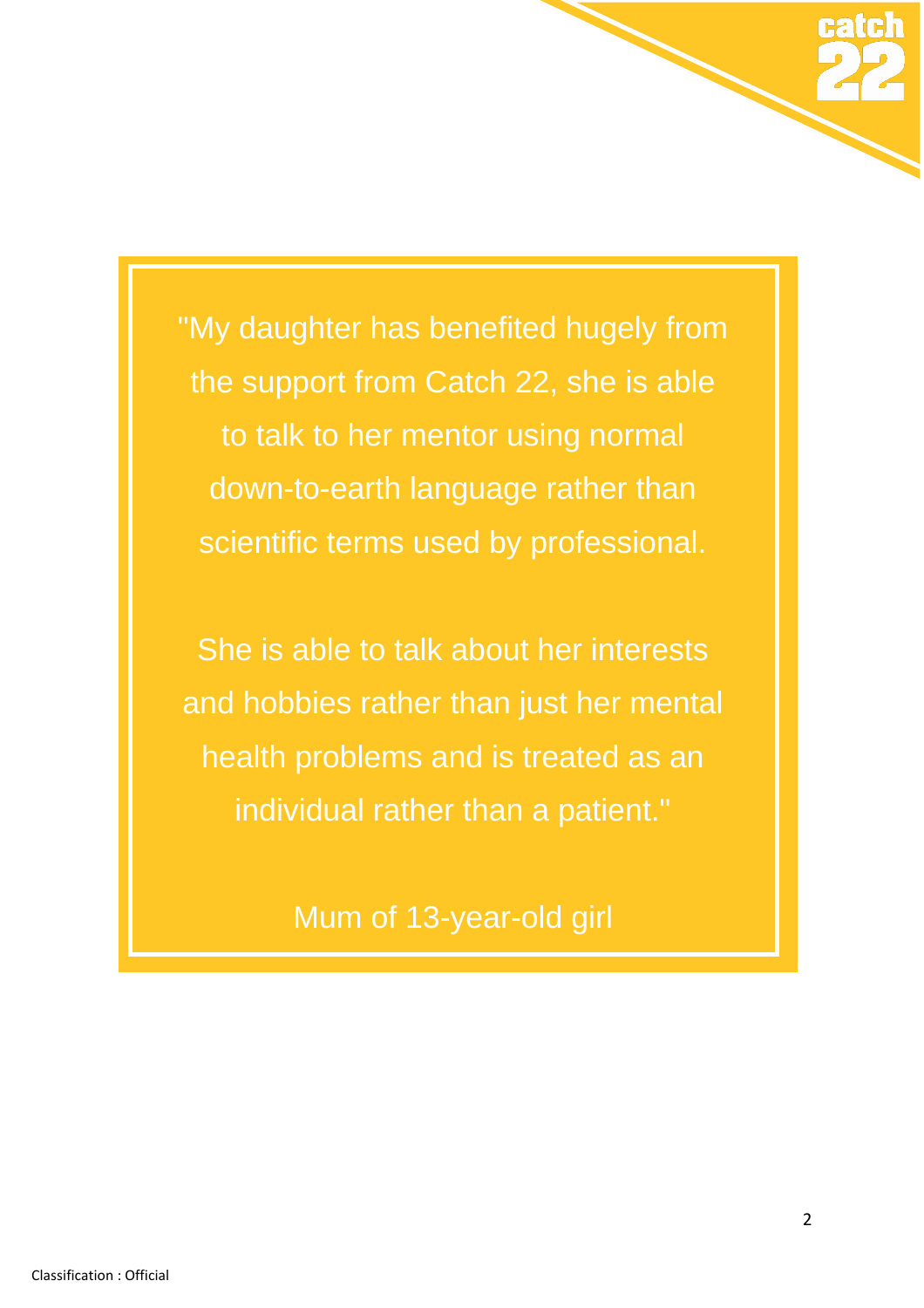"My daughter has benefited hugely from the support from Catch 22, she is able to talk to her mentor using normal down-to-earth language rather than scientific terms used by professional.

She is able to talk about her interests and hobbies rather than just her mental health problems and is treated as an individual rather than a patient."

Mum of 13-year-old girl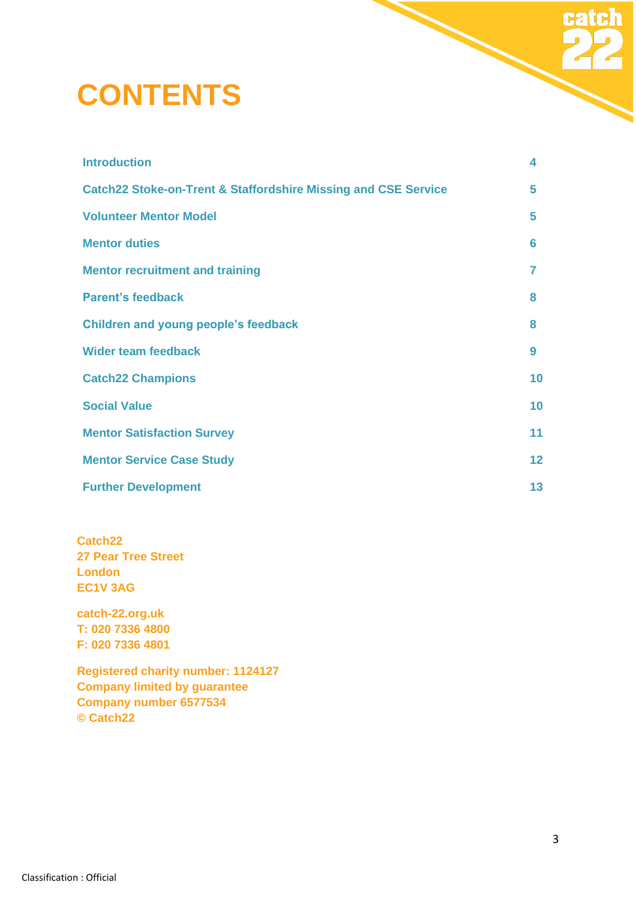# CONTENTS

| | |
|---|---|
| Introduction | 4 |
| Catch22 Stoke-on-Trent & Staffordshire Missing and CSE Service | 5 |
| Volunteer Mentor Model | 5 |
| Mentor duties | 6 |
| Mentor recruitment and training | 7 |
| Parent's feedback | 8 |
| Children and young people's feedback | 8 |
| Wider team feedback | 9 |
| Catch22 Champions | 10 |
| Social Value | 10 |
| Mentor Satisfaction Survey | 11 |
| Mentor Service Case Study | 12 |
| Further Development | 13 |

**Catch22**
**27 Pear Tree Street**
**London**
**EC1V 3AG**

**catch-22.org.uk**
**T: 020 7336 4800**
**F: 020 7336 4801**

**Registered charity number: 1124127**
**Company limited by guarantee**
**Company number 6577534**
**© Catch22**

Classification : Official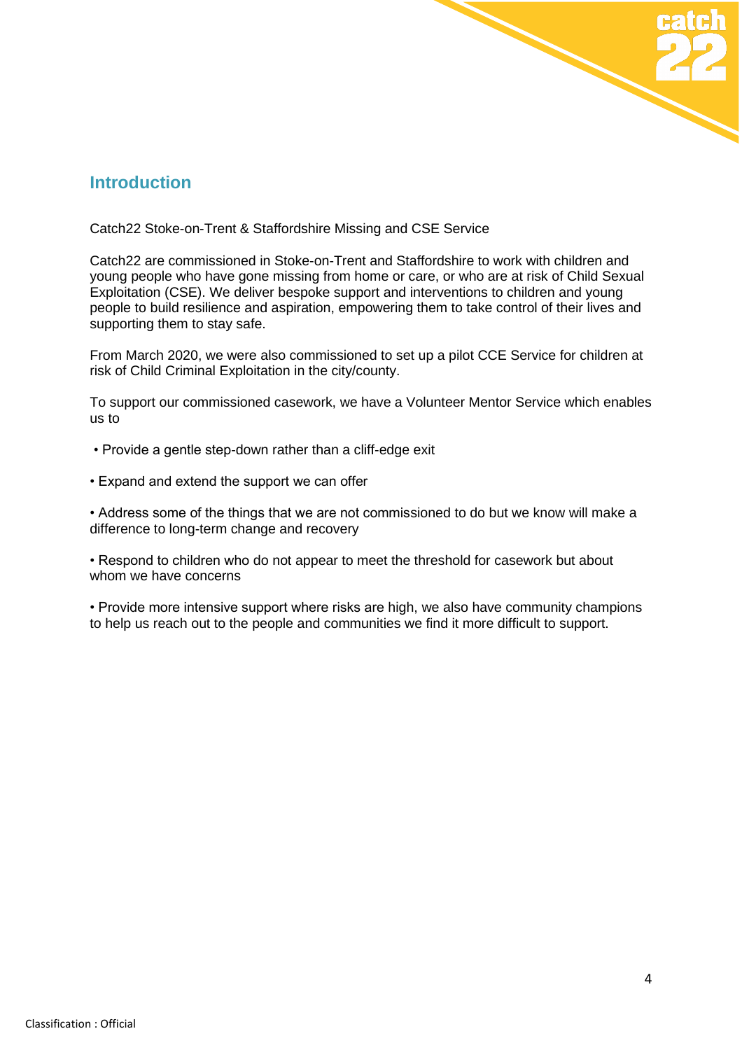## Introduction

Catch22 Stoke-on-Trent & Staffordshire Missing and CSE Service

Catch22 are commissioned in Stoke-on-Trent and Staffordshire to work with children and young people who have gone missing from home or care, or who are at risk of Child Sexual Exploitation (CSE). We deliver bespoke support and interventions to children and young people to build resilience and aspiration, empowering them to take control of their lives and supporting them to stay safe.

From March 2020, we were also commissioned to set up a pilot CCE Service for children at risk of Child Criminal Exploitation in the city/county.

To support our commissioned casework, we have a Volunteer Mentor Service which enables us to

- Provide a gentle step-down rather than a cliff-edge exit
- Expand and extend the support we can offer
- Address some of the things that we are not commissioned to do but we know will make a difference to long-term change and recovery
- Respond to children who do not appear to meet the threshold for casework but about whom we have concerns
- Provide more intensive support where risks are high, we also have community champions to help us reach out to the people and communities we find it more difficult to support.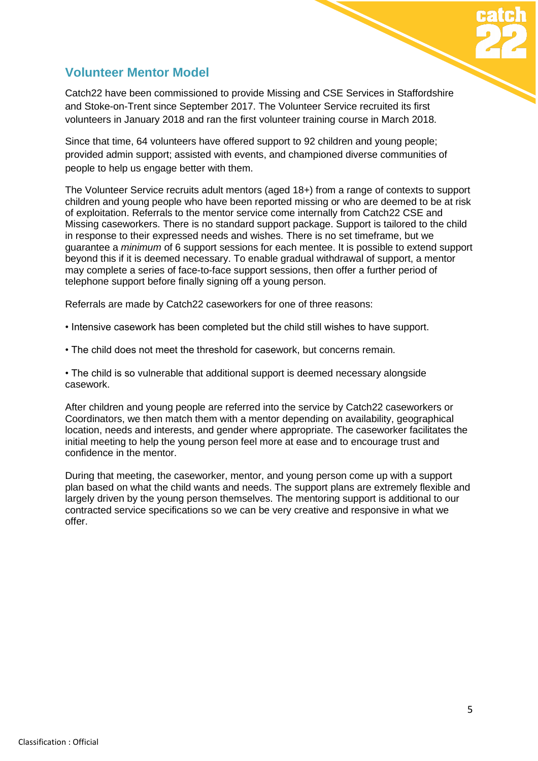## Volunteer Mentor Model

Catch22 have been commissioned to provide Missing and CSE Services in Staffordshire and Stoke-on-Trent since September 2017. The Volunteer Service recruited its first volunteers in January 2018 and ran the first volunteer training course in March 2018.

Since that time, 64 volunteers have offered support to 92 children and young people; provided admin support; assisted with events, and championed diverse communities of people to help us engage better with them.

The Volunteer Service recruits adult mentors (aged 18+) from a range of contexts to support children and young people who have been reported missing or who are deemed to be at risk of exploitation. Referrals to the mentor service come internally from Catch22 CSE and Missing caseworkers. There is no standard support package. Support is tailored to the child in response to their expressed needs and wishes. There is no set timeframe, but we guarantee a *minimum* of 6 support sessions for each mentee. It is possible to extend support beyond this if it is deemed necessary. To enable gradual withdrawal of support, a mentor may complete a series of face-to-face support sessions, then offer a further period of telephone support before finally signing off a young person.

Referrals are made by Catch22 caseworkers for one of three reasons:

- Intensive casework has been completed but the child still wishes to have support.
- The child does not meet the threshold for casework, but concerns remain.
- The child is so vulnerable that additional support is deemed necessary alongside casework.

After children and young people are referred into the service by Catch22 caseworkers or Coordinators, we then match them with a mentor depending on availability, geographical location, needs and interests, and gender where appropriate. The caseworker facilitates the initial meeting to help the young person feel more at ease and to encourage trust and confidence in the mentor.

During that meeting, the caseworker, mentor, and young person come up with a support plan based on what the child wants and needs. The support plans are extremely flexible and largely driven by the young person themselves. The mentoring support is additional to our contracted service specifications so we can be very creative and responsive in what we offer.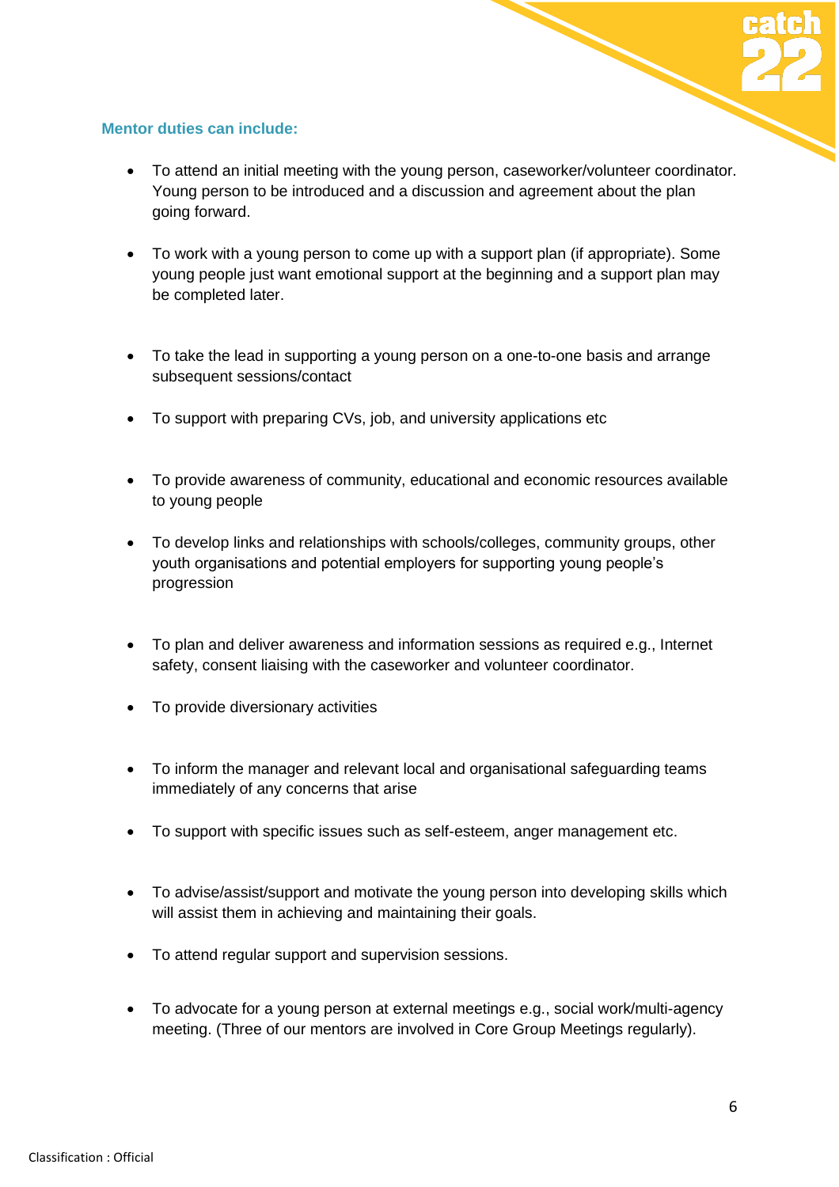### Mentor duties can include:

- To attend an initial meeting with the young person, caseworker/volunteer coordinator. Young person to be introduced and a discussion and agreement about the plan going forward.
- To work with a young person to come up with a support plan (if appropriate). Some young people just want emotional support at the beginning and a support plan may be completed later.
- To take the lead in supporting a young person on a one-to-one basis and arrange subsequent sessions/contact
- To support with preparing CVs, job, and university applications etc
- To provide awareness of community, educational and economic resources available to young people
- To develop links and relationships with schools/colleges, community groups, other youth organisations and potential employers for supporting young people's progression
- To plan and deliver awareness and information sessions as required e.g., Internet safety, consent liaising with the caseworker and volunteer coordinator.
- To provide diversionary activities
- To inform the manager and relevant local and organisational safeguarding teams immediately of any concerns that arise
- To support with specific issues such as self-esteem, anger management etc.
- To advise/assist/support and motivate the young person into developing skills which will assist them in achieving and maintaining their goals.
- To attend regular support and supervision sessions.
- To advocate for a young person at external meetings e.g., social work/multi-agency meeting. (Three of our mentors are involved in Core Group Meetings regularly).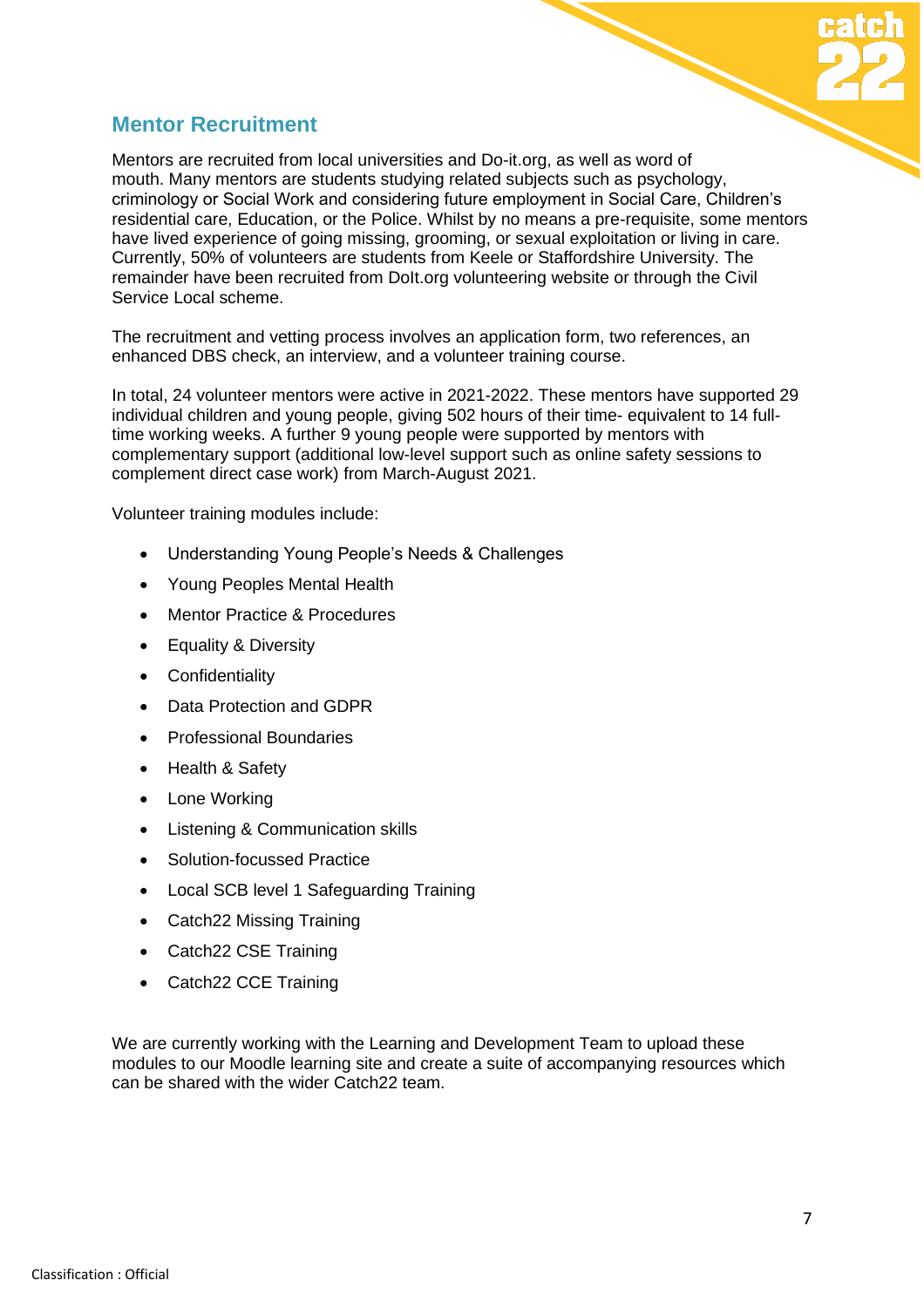## Mentor Recruitment

Mentors are recruited from local universities and Do-it.org, as well as word of mouth. Many mentors are students studying related subjects such as psychology, criminology or Social Work and considering future employment in Social Care, Children's residential care, Education, or the Police. Whilst by no means a pre-requisite, some mentors have lived experience of going missing, grooming, or sexual exploitation or living in care. Currently, 50% of volunteers are students from Keele or Staffordshire University. The remainder have been recruited from DoIt.org volunteering website or through the Civil Service Local scheme.

The recruitment and vetting process involves an application form, two references, an enhanced DBS check, an interview, and a volunteer training course.

In total, 24 volunteer mentors were active in 2021-2022. These mentors have supported 29 individual children and young people, giving 502 hours of their time- equivalent to 14 full-time working weeks. A further 9 young people were supported by mentors with complementary support (additional low-level support such as online safety sessions to complement direct case work) from March-August 2021.

Volunteer training modules include:

- Understanding Young People's Needs & Challenges
- Young Peoples Mental Health
- Mentor Practice & Procedures
- Equality & Diversity
- Confidentiality
- Data Protection and GDPR
- Professional Boundaries
- Health & Safety
- Lone Working
- Listening & Communication skills
- Solution-focussed Practice
- Local SCB level 1 Safeguarding Training
- Catch22 Missing Training
- Catch22 CSE Training
- Catch22 CCE Training

We are currently working with the Learning and Development Team to upload these modules to our Moodle learning site and create a suite of accompanying resources which can be shared with the wider Catch22 team.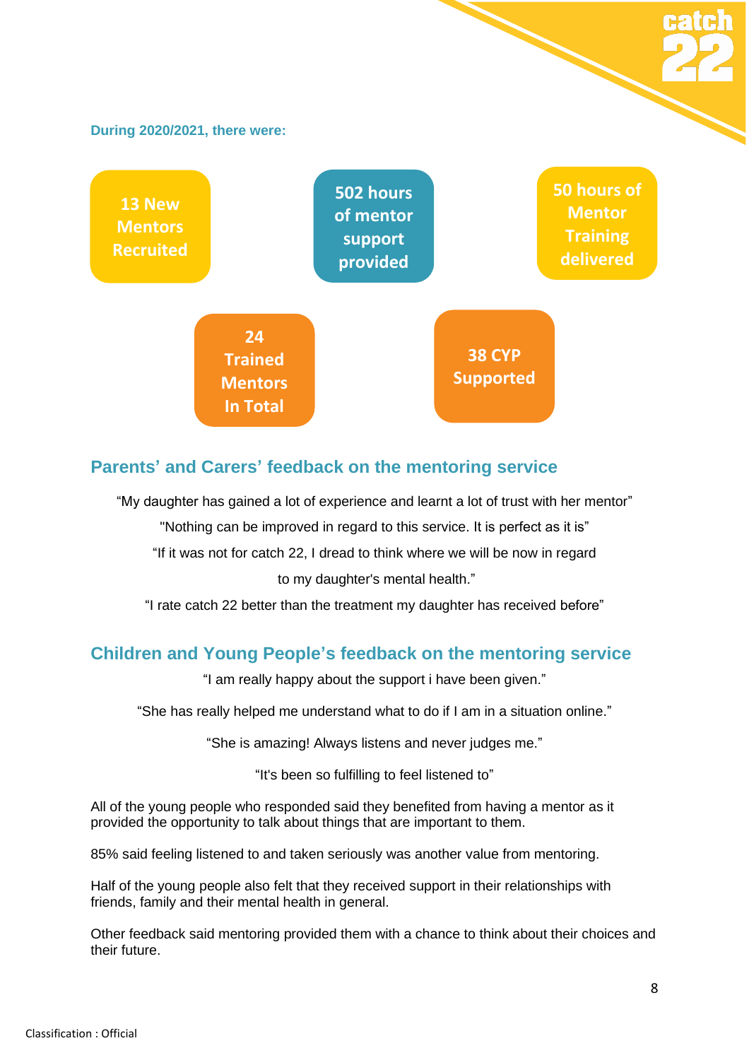During 2020/2021, there were:

13 New Mentors Recruited

502 hours of mentor support provided

50 hours of Mentor Training delivered

24 Trained Mentors In Total

38 CYP Supported

## Parents' and Carers' feedback on the mentoring service

"My daughter has gained a lot of experience and learnt a lot of trust with her mentor"

"Nothing can be improved in regard to this service. It is perfect as it is"

"If it was not for catch 22, I dread to think where we will be now in regard to my daughter's mental health."

"I rate catch 22 better than the treatment my daughter has received before"

## Children and Young People's feedback on the mentoring service

"I am really happy about the support i have been given."

"She has really helped me understand what to do if I am in a situation online."

"She is amazing! Always listens and never judges me."

"It's been so fulfilling to feel listened to"

All of the young people who responded said they benefited from having a mentor as it provided the opportunity to talk about things that are important to them.

85% said feeling listened to and taken seriously was another value from mentoring.

Half of the young people also felt that they received support in their relationships with friends, family and their mental health in general.

Other feedback said mentoring provided them with a chance to think about their choices and their future.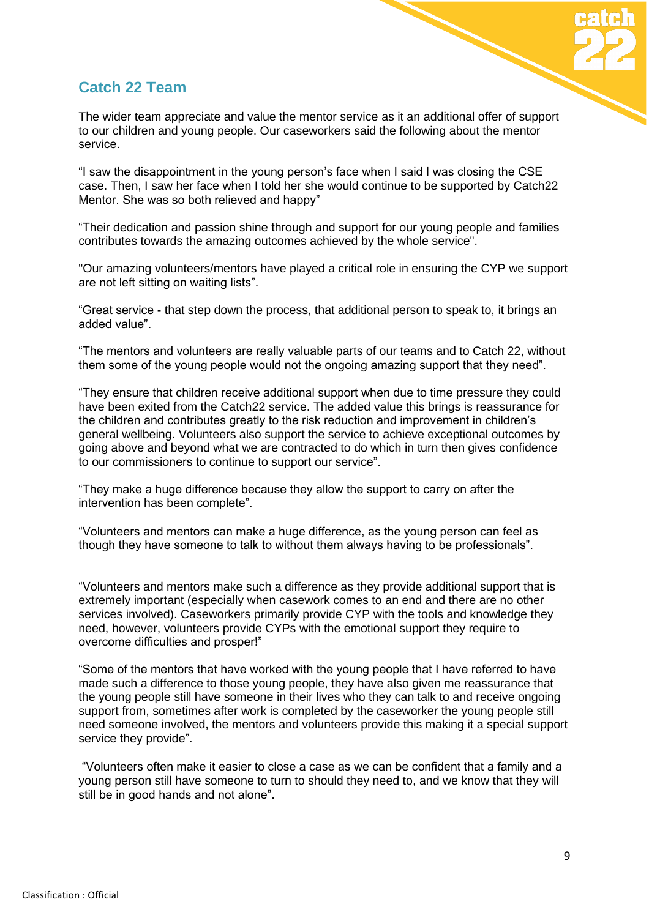## Catch 22 Team

The wider team appreciate and value the mentor service as it an additional offer of support to our children and young people. Our caseworkers said the following about the mentor service.

“I saw the disappointment in the young person’s face when I said I was closing the CSE case. Then, I saw her face when I told her she would continue to be supported by Catch22 Mentor. She was so both relieved and happy”

“Their dedication and passion shine through and support for our young people and families contributes towards the amazing outcomes achieved by the whole service".

"Our amazing volunteers/mentors have played a critical role in ensuring the CYP we support are not left sitting on waiting lists”.

“Great service - that step down the process, that additional person to speak to, it brings an added value”.

“The mentors and volunteers are really valuable parts of our teams and to Catch 22, without them some of the young people would not the ongoing amazing support that they need”.

“They ensure that children receive additional support when due to time pressure they could have been exited from the Catch22 service. The added value this brings is reassurance for the children and contributes greatly to the risk reduction and improvement in children’s general wellbeing. Volunteers also support the service to achieve exceptional outcomes by going above and beyond what we are contracted to do which in turn then gives confidence to our commissioners to continue to support our service”.

“They make a huge difference because they allow the support to carry on after the intervention has been complete”.

“Volunteers and mentors can make a huge difference, as the young person can feel as though they have someone to talk to without them always having to be professionals”.

“Volunteers and mentors make such a difference as they provide additional support that is extremely important (especially when casework comes to an end and there are no other services involved). Caseworkers primarily provide CYP with the tools and knowledge they need, however, volunteers provide CYPs with the emotional support they require to overcome difficulties and prosper!”

“Some of the mentors that have worked with the young people that I have referred to have made such a difference to those young people, they have also given me reassurance that the young people still have someone in their lives who they can talk to and receive ongoing support from, sometimes after work is completed by the caseworker the young people still need someone involved, the mentors and volunteers provide this making it a special support service they provide”.

“Volunteers often make it easier to close a case as we can be confident that a family and a young person still have someone to turn to should they need to, and we know that they will still be in good hands and not alone”.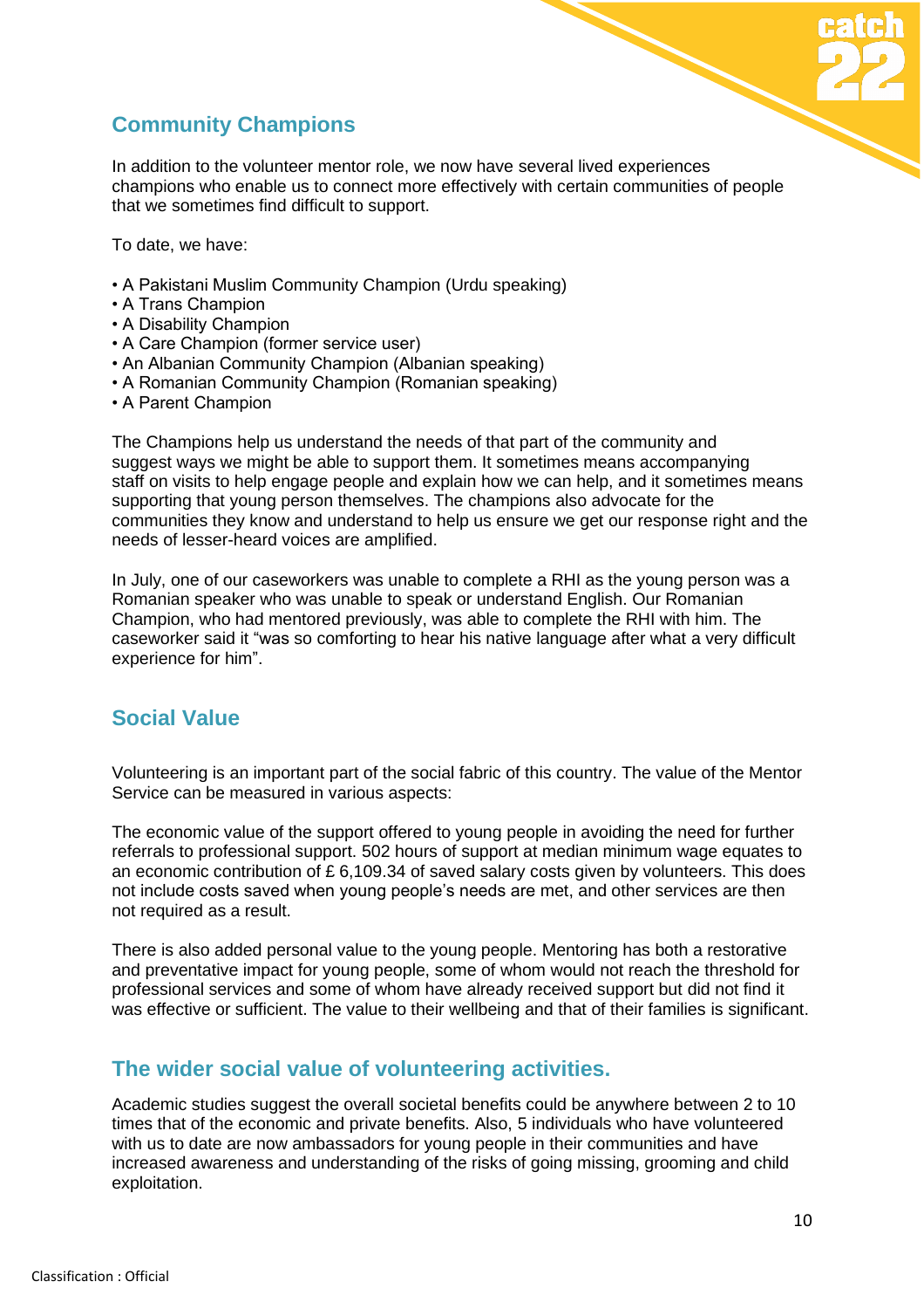## Community Champions

In addition to the volunteer mentor role, we now have several lived experiences champions who enable us to connect more effectively with certain communities of people that we sometimes find difficult to support.

To date, we have:

- A Pakistani Muslim Community Champion (Urdu speaking)
- A Trans Champion
- A Disability Champion
- A Care Champion (former service user)
- An Albanian Community Champion (Albanian speaking)
- A Romanian Community Champion (Romanian speaking)
- A Parent Champion

The Champions help us understand the needs of that part of the community and suggest ways we might be able to support them. It sometimes means accompanying staff on visits to help engage people and explain how we can help, and it sometimes means supporting that young person themselves. The champions also advocate for the communities they know and understand to help us ensure we get our response right and the needs of lesser-heard voices are amplified.

In July, one of our caseworkers was unable to complete a RHI as the young person was a Romanian speaker who was unable to speak or understand English. Our Romanian Champion, who had mentored previously, was able to complete the RHI with him. The caseworker said it "was so comforting to hear his native language after what a very difficult experience for him".

## Social Value

Volunteering is an important part of the social fabric of this country. The value of the Mentor Service can be measured in various aspects:

The economic value of the support offered to young people in avoiding the need for further referrals to professional support. 502 hours of support at median minimum wage equates to an economic contribution of £ 6,109.34 of saved salary costs given by volunteers. This does not include costs saved when young people's needs are met, and other services are then not required as a result.

There is also added personal value to the young people. Mentoring has both a restorative and preventative impact for young people, some of whom would not reach the threshold for professional services and some of whom have already received support but did not find it was effective or sufficient. The value to their wellbeing and that of their families is significant.

## The wider social value of volunteering activities.

Academic studies suggest the overall societal benefits could be anywhere between 2 to 10 times that of the economic and private benefits. Also, 5 individuals who have volunteered with us to date are now ambassadors for young people in their communities and have increased awareness and understanding of the risks of going missing, grooming and child exploitation.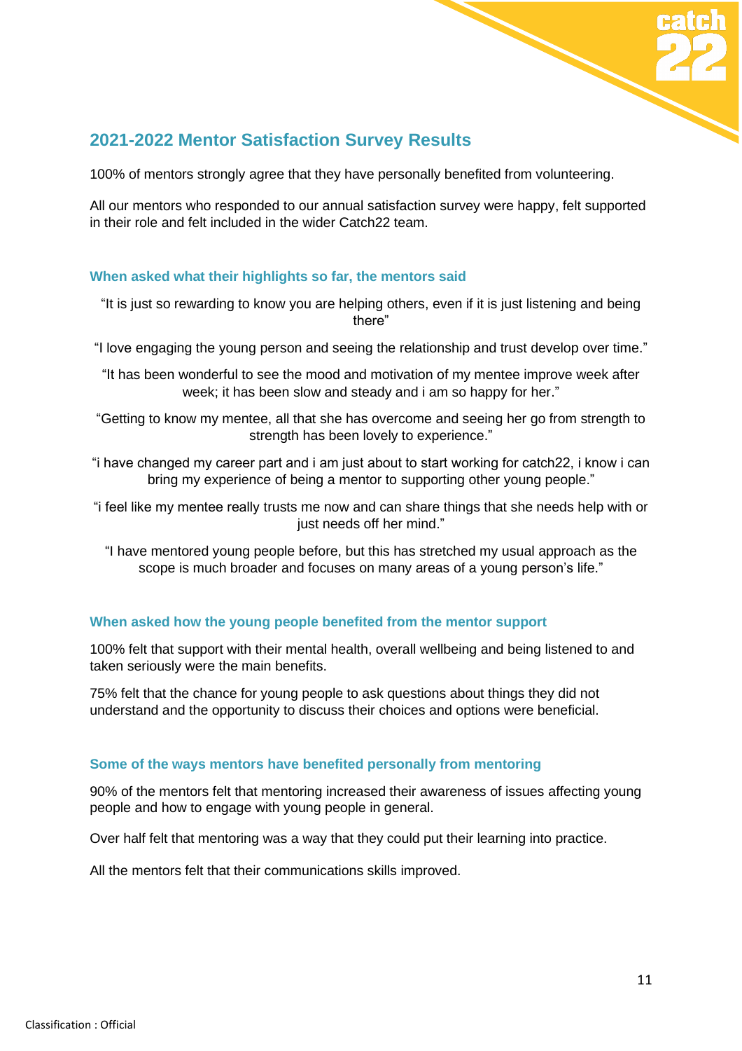## 2021-2022 Mentor Satisfaction Survey Results

100% of mentors strongly agree that they have personally benefited from volunteering.

All our mentors who responded to our annual satisfaction survey were happy, felt supported in their role and felt included in the wider Catch22 team.

### When asked what their highlights so far, the mentors said

"It is just so rewarding to know you are helping others, even if it is just listening and being there"

"I love engaging the young person and seeing the relationship and trust develop over time."

"It has been wonderful to see the mood and motivation of my mentee improve week after week; it has been slow and steady and i am so happy for her."

"Getting to know my mentee, all that she has overcome and seeing her go from strength to strength has been lovely to experience."

"i have changed my career part and i am just about to start working for catch22, i know i can bring my experience of being a mentor to supporting other young people."

"i feel like my mentee really trusts me now and can share things that she needs help with or just needs off her mind."

"I have mentored young people before, but this has stretched my usual approach as the scope is much broader and focuses on many areas of a young person's life."

### When asked how the young people benefited from the mentor support

100% felt that support with their mental health, overall wellbeing and being listened to and taken seriously were the main benefits.

75% felt that the chance for young people to ask questions about things they did not understand and the opportunity to discuss their choices and options were beneficial.

### Some of the ways mentors have benefited personally from mentoring

90% of the mentors felt that mentoring increased their awareness of issues affecting young people and how to engage with young people in general.

Over half felt that mentoring was a way that they could put their learning into practice.

All the mentors felt that their communications skills improved.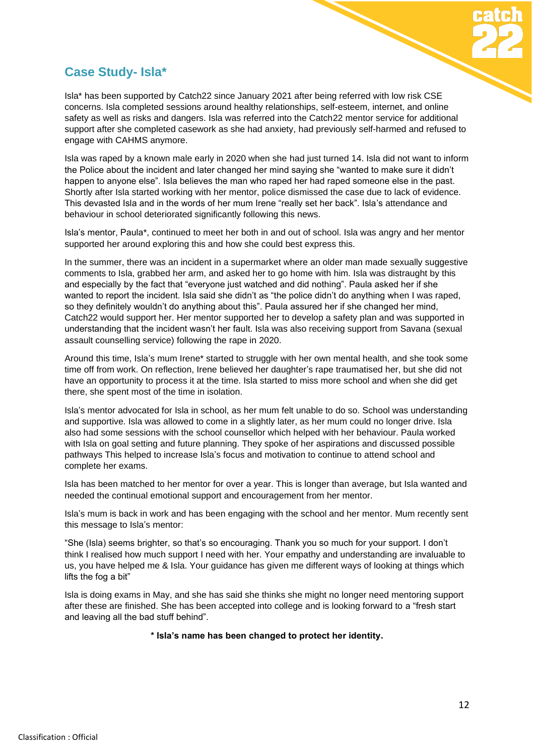## Case Study- Isla*

Isla* has been supported by Catch22 since January 2021 after being referred with low risk CSE concerns. Isla completed sessions around healthy relationships, self-esteem, internet, and online safety as well as risks and dangers. Isla was referred into the Catch22 mentor service for additional support after she completed casework as she had anxiety, had previously self-harmed and refused to engage with CAHMS anymore.

Isla was raped by a known male early in 2020 when she had just turned 14. Isla did not want to inform the Police about the incident and later changed her mind saying she "wanted to make sure it didn't happen to anyone else". Isla believes the man who raped her had raped someone else in the past. Shortly after Isla started working with her mentor, police dismissed the case due to lack of evidence. This devasted Isla and in the words of her mum Irene "really set her back". Isla's attendance and behaviour in school deteriorated significantly following this news.

Isla's mentor, Paula*, continued to meet her both in and out of school. Isla was angry and her mentor supported her around exploring this and how she could best express this.

In the summer, there was an incident in a supermarket where an older man made sexually suggestive comments to Isla, grabbed her arm, and asked her to go home with him. Isla was distraught by this and especially by the fact that "everyone just watched and did nothing". Paula asked her if she wanted to report the incident. Isla said she didn't as "the police didn't do anything when I was raped, so they definitely wouldn't do anything about this". Paula assured her if she changed her mind, Catch22 would support her. Her mentor supported her to develop a safety plan and was supported in understanding that the incident wasn't her fault. Isla was also receiving support from Savana (sexual assault counselling service) following the rape in 2020.

Around this time, Isla's mum Irene* started to struggle with her own mental health, and she took some time off from work. On reflection, Irene believed her daughter's rape traumatised her, but she did not have an opportunity to process it at the time. Isla started to miss more school and when she did get there, she spent most of the time in isolation.

Isla's mentor advocated for Isla in school, as her mum felt unable to do so. School was understanding and supportive. Isla was allowed to come in a slightly later, as her mum could no longer drive. Isla also had some sessions with the school counsellor which helped with her behaviour. Paula worked with Isla on goal setting and future planning. They spoke of her aspirations and discussed possible pathways This helped to increase Isla's focus and motivation to continue to attend school and complete her exams.

Isla has been matched to her mentor for over a year. This is longer than average, but Isla wanted and needed the continual emotional support and encouragement from her mentor.

Isla's mum is back in work and has been engaging with the school and her mentor. Mum recently sent this message to Isla's mentor:

"She (Isla) seems brighter, so that's so encouraging. Thank you so much for your support. I don't think I realised how much support I need with her. Your empathy and understanding are invaluable to us, you have helped me & Isla. Your guidance has given me different ways of looking at things which lifts the fog a bit"

Isla is doing exams in May, and she has said she thinks she might no longer need mentoring support after these are finished. She has been accepted into college and is looking forward to a "fresh start and leaving all the bad stuff behind".

**\* Isla's name has been changed to protect her identity.**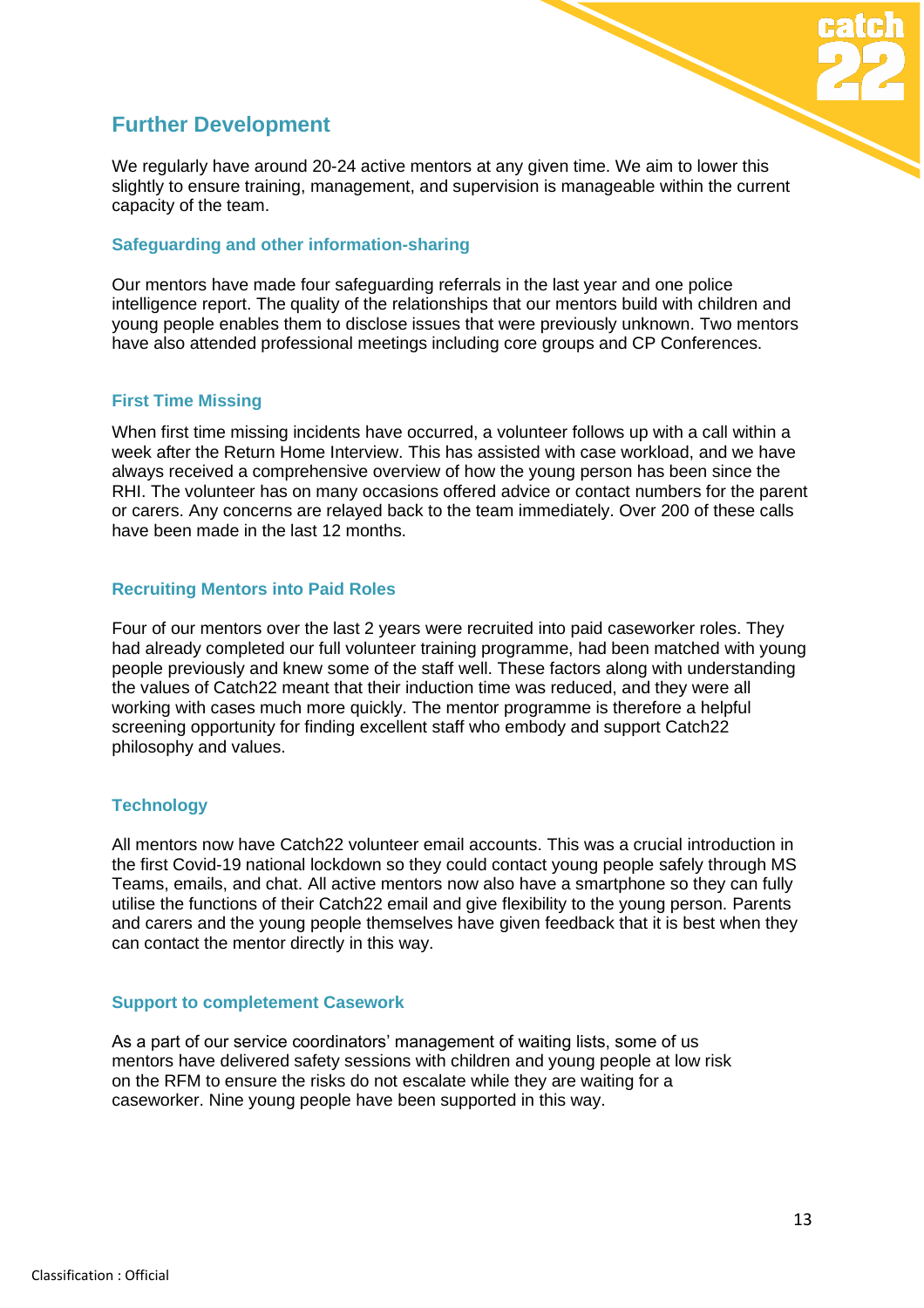## Further Development

We regularly have around 20-24 active mentors at any given time. We aim to lower this slightly to ensure training, management, and supervision is manageable within the current capacity of the team.

### Safeguarding and other information-sharing

Our mentors have made four safeguarding referrals in the last year and one police intelligence report. The quality of the relationships that our mentors build with children and young people enables them to disclose issues that were previously unknown. Two mentors have also attended professional meetings including core groups and CP Conferences.

### First Time Missing

When first time missing incidents have occurred, a volunteer follows up with a call within a week after the Return Home Interview. This has assisted with case workload, and we have always received a comprehensive overview of how the young person has been since the RHI. The volunteer has on many occasions offered advice or contact numbers for the parent or carers. Any concerns are relayed back to the team immediately. Over 200 of these calls have been made in the last 12 months.

### Recruiting Mentors into Paid Roles

Four of our mentors over the last 2 years were recruited into paid caseworker roles. They had already completed our full volunteer training programme, had been matched with young people previously and knew some of the staff well. These factors along with understanding the values of Catch22 meant that their induction time was reduced, and they were all working with cases much more quickly. The mentor programme is therefore a helpful screening opportunity for finding excellent staff who embody and support Catch22 philosophy and values.

### Technology

All mentors now have Catch22 volunteer email accounts. This was a crucial introduction in the first Covid-19 national lockdown so they could contact young people safely through MS Teams, emails, and chat. All active mentors now also have a smartphone so they can fully utilise the functions of their Catch22 email and give flexibility to the young person. Parents and carers and the young people themselves have given feedback that it is best when they can contact the mentor directly in this way.

### Support to completement Casework

As a part of our service coordinators' management of waiting lists, some of us mentors have delivered safety sessions with children and young people at low risk on the RFM to ensure the risks do not escalate while they are waiting for a caseworker. Nine young people have been supported in this way.